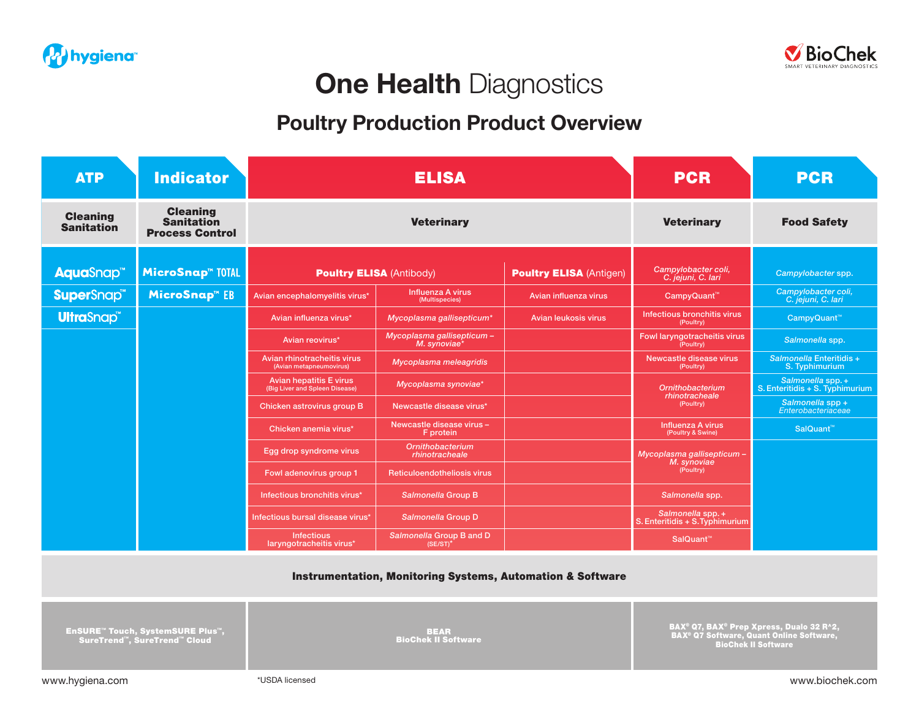hygiena™

BioChek — SMART VETERINARY DIAGNOSTICS

# **One Health** Diagnostics

## Poultry Production Product Overview

| ATP | Indicator | ELISA | | | PCR | PCR |
|---|---|---|---|---|---|---|
| **Cleaning Sanitation** | **Cleaning Sanitation Process Control** | **Veterinary** | | | **Veterinary** | **Food Safety** |
| AquaSnap™ | MicroSnap™ TOTAL | **Poultry ELISA** (Antibody) | | **Poultry ELISA** (Antigen) | *Campylobacter coli, C. jejuni, C. lari* | *Campylobacter* spp. |
| SuperSnap™ | MicroSnap™ EB | Avian encephalomyelitis virus* | Influenza A virus (Multispecies) | Avian influenza virus | CampyQuant™ | *Campylobacter coli, C. jejuni, C. lari* |
| UltraSnap™ | | Avian influenza virus* | *Mycoplasma gallisepticum** | Avian leukosis virus | Infectious bronchitis virus (Poultry) | CampyQuant™ |
| | | Avian reovirus* | *Mycoplasma gallisepticum – M. synoviae** | | Fowl laryngotracheitis virus (Poultry) | *Salmonella* spp. |
| | | Avian rhinotracheitis virus (Avian metapneumovirus) | *Mycoplasma meleagridis* | | Newcastle disease virus (Poultry) | *Salmonella* Enteritidis + S. Typhimurium |
| | | Avian hepatitis E virus (Big Liver and Spleen Disease) | *Mycoplasma synoviae** | | *Ornithobacterium rhinotracheale* (Poultry) | *Salmonella* spp. + S. Enteritidis + S. Typhimurium |
| | | Chicken astrovirus group B | Newcastle disease virus* | | | *Salmonella* spp + *Enterobacteriaceae* |
| | | Chicken anemia virus* | Newcastle disease virus – F protein | | Influenza A virus (Poultry & Swine) | SalQuant™ |
| | | Egg drop syndrome virus | *Ornithobacterium rhinotracheale* | | *Mycoplasma gallisepticum – M. synoviae* (Poultry) | |
| | | Fowl adenovirus group 1 | Reticuloendotheliosis virus | | | |
| | | Infectious bronchitis virus* | *Salmonella* Group B | | *Salmonella* spp. | |
| | | Infectious bursal disease virus* | *Salmonella* Group D | | *Salmonella* spp. + S. Enteritidis + S. Typhimurium | |
| | | Infectious laryngotracheitis virus* | *Salmonella* Group B and D (SE/ST)* | | SalQuant™ | |

**Instrumentation, Monitoring Systems, Automation & Software**

| ATP / Indicator | ELISA | PCR |
|---|---|---|
| **EnSURE™ Touch, SystemSURE Plus™, SureTrend™, SureTrend™ Cloud** | **BEAR BioChek II Software** | **BAX® Q7, BAX® Prep Xpress, Dualo 32 R^2, BAX® Q7 Software, Quant Online Software, BioChek II Software** |

www.hygiena.com

*USDA licensed

www.biochek.com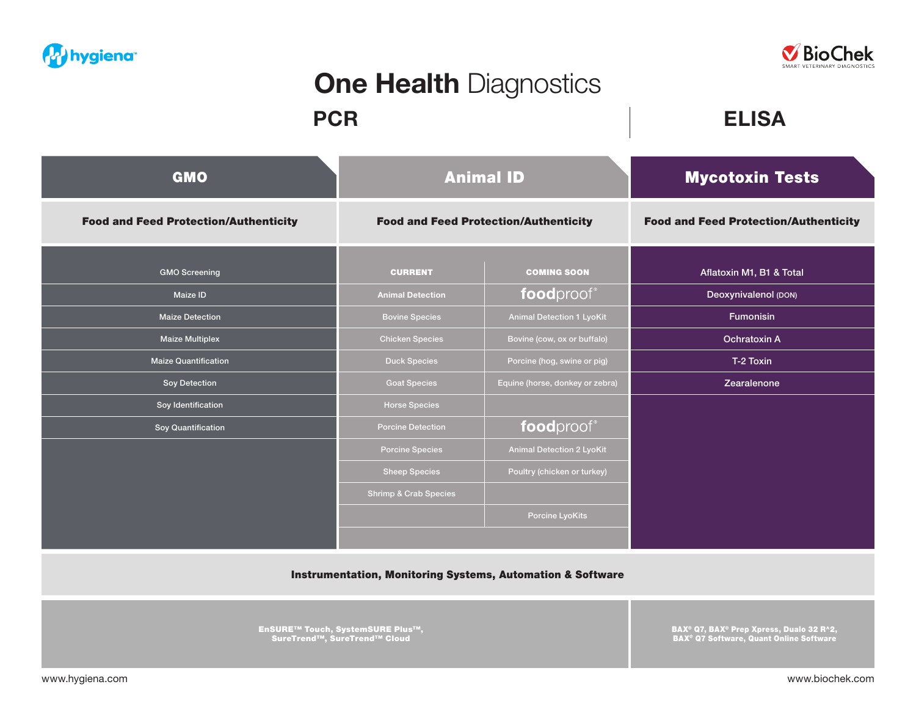# One Health Diagnostics

## PCR

## ELISA

### GMO

**Food and Feed Protection/Authenticity**

- GMO Screening
- Maize ID
- Maize Detection
- Maize Multiplex
- Maize Quantification
- Soy Detection
- Soy Identification
- Soy Quantification

### Animal ID

**Food and Feed Protection/Authenticity**

| CURRENT | COMING SOON |
|---|---|
| Animal Detection | foodproof® |
| Bovine Species | Animal Detection 1 LyoKit |
| Chicken Species | Bovine (cow, ox or buffalo) |
| Duck Species | Porcine (hog, swine or pig) |
| Goat Species | Equine (horse, donkey or zebra) |
| Horse Species | |
| Porcine Detection | foodproof® |
| Porcine Species | Animal Detection 2 LyoKit |
| Sheep Species | Poultry (chicken or turkey) |
| Shrimp & Crab Species | |
| | Porcine LyoKits |

### Mycotoxin Tests

**Food and Feed Protection/Authenticity**

- Aflatoxin M1, B1 & Total
- Deoxynivalenol (DON)
- Fumonisin
- Ochratoxin A
- T-2 Toxin
- Zearalenone

### Instrumentation, Monitoring Systems, Automation & Software

EnSURE™ Touch, SystemSURE Plus™, SureTrend™, SureTrend™ Cloud

BAX® Q7, BAX® Prep Xpress, Dualo 32 R^2, BAX® Q7 Software, Quant Online Software

www.hygiena.com

www.biochek.com